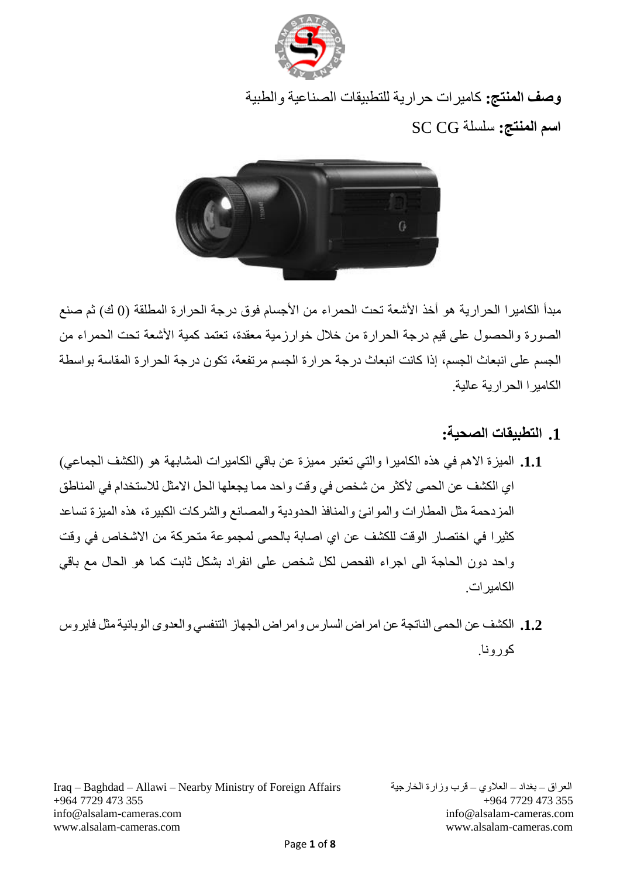**وصف المنتج:** كاميرات حرارية للتطبيقات الصناعية والطبية

**اسم المنتج:** سلسلة SC CG

مبدأ الكاميرا الحرارية هو أخذ الأشعة تحت الحمراء من الأجسام فوق درجة الحرارة المطلقة (0 ك) ثم صنع الصورة والحصول على قيم درجة الحرارة من خلال خوارزمية معقدة، تعتمد كمية الأشعة تحت الحمراء من الجسم على انبعاث الجسم، إذا كانت انبعاث درجة حرارة الجسم مرتفعة، تكون درجة الحرارة المقاسة بواسطة الكاميرا الحرارية عالية.

## 1. التطبيقات الصحية:

**1.1.** الميزة الاهم في هذه الكاميرا والتي تعتبر مميزة عن باقي الكاميرات المشابهة هو (الكشف الجماعي) اي الكشف عن الحمى لأكثر من شخص في وقت واحد مما يجعلها الحل الامثل للاستخدام في المناطق المزدحمة مثل المطارات والموانئ والمنافذ الحدودية والمصانع والشركات الكبيرة، هذه الميزة تساعد كثيرا في اختصار الوقت للكشف عن اي اصابة بالحمى لمجموعة متحركة من الاشخاص في وقت واحد دون الحاجة الى اجراء الفحص لكل شخص على انفراد بشكل ثابت كما هو الحال مع باقي الكاميرات.

**1.2.** الكشف عن الحمى الناتجة عن امراض السارس وامراض الجهاز التنفسي والعدوى الوبائية مثل فايروس كورونا.

Iraq – Baghdad – Allawi – Nearby Ministry of Foreign Affairs
+964 7729 473 355
info@alsalam-cameras.com
www.alsalam-cameras.com

العراق – بغداد – العلاوي – قرب وزارة الخارجية
+964 7729 473 355
info@alsalam-cameras.com
www.alsalam-cameras.com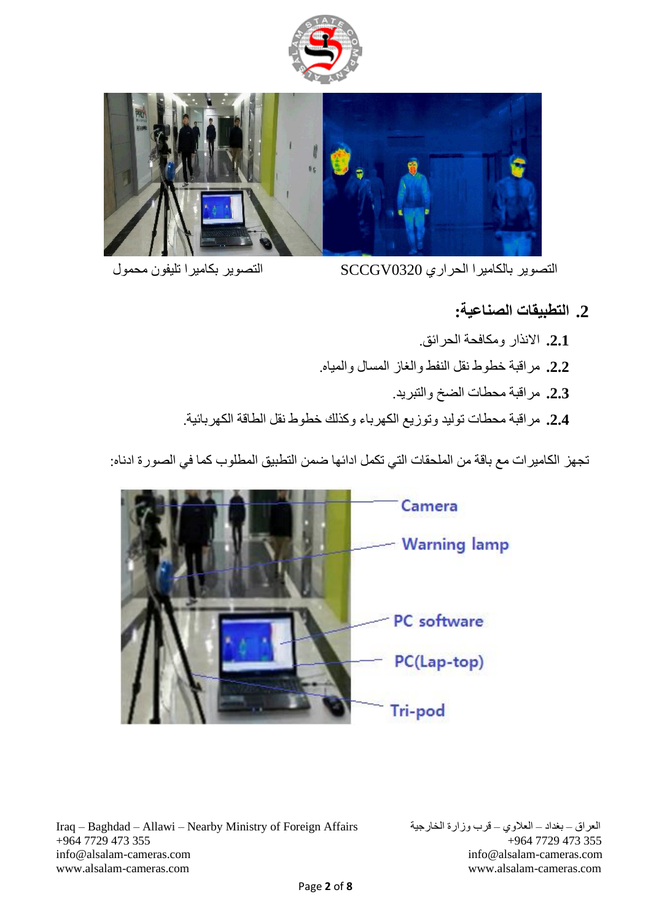التصوير بالكاميرا الحراري SCCGV0320 التصوير بكاميرا تليفون محمول

## 2. التطبيقات الصناعية:

**2.1.** الانذار ومكافحة الحرائق.

**2.2.** مراقبة خطوط نقل النفط والغاز المسال والمياه.

**2.3.** مراقبة محطات الضخ والتبريد.

**2.4.** مراقبة محطات توليد وتوزيع الكهرباء وكذلك خطوط نقل الطاقة الكهربائية.

تجهز الكاميرات مع باقة من الملحقات التي تكمل ادائها ضمن التطبيق المطلوب كما في الصورة ادناه:

Camera

Warning lamp

PC software

PC(Lap-top)

Tri-pod

Iraq – Baghdad – Allawi – Nearby Ministry of Foreign Affairs
+964 7729 473 355
info@alsalam-cameras.com
www.alsalam-cameras.com

العراق – بغداد – العلاوي – قرب وزارة الخارجية
+964 7729 473 355
info@alsalam-cameras.com
www.alsalam-cameras.com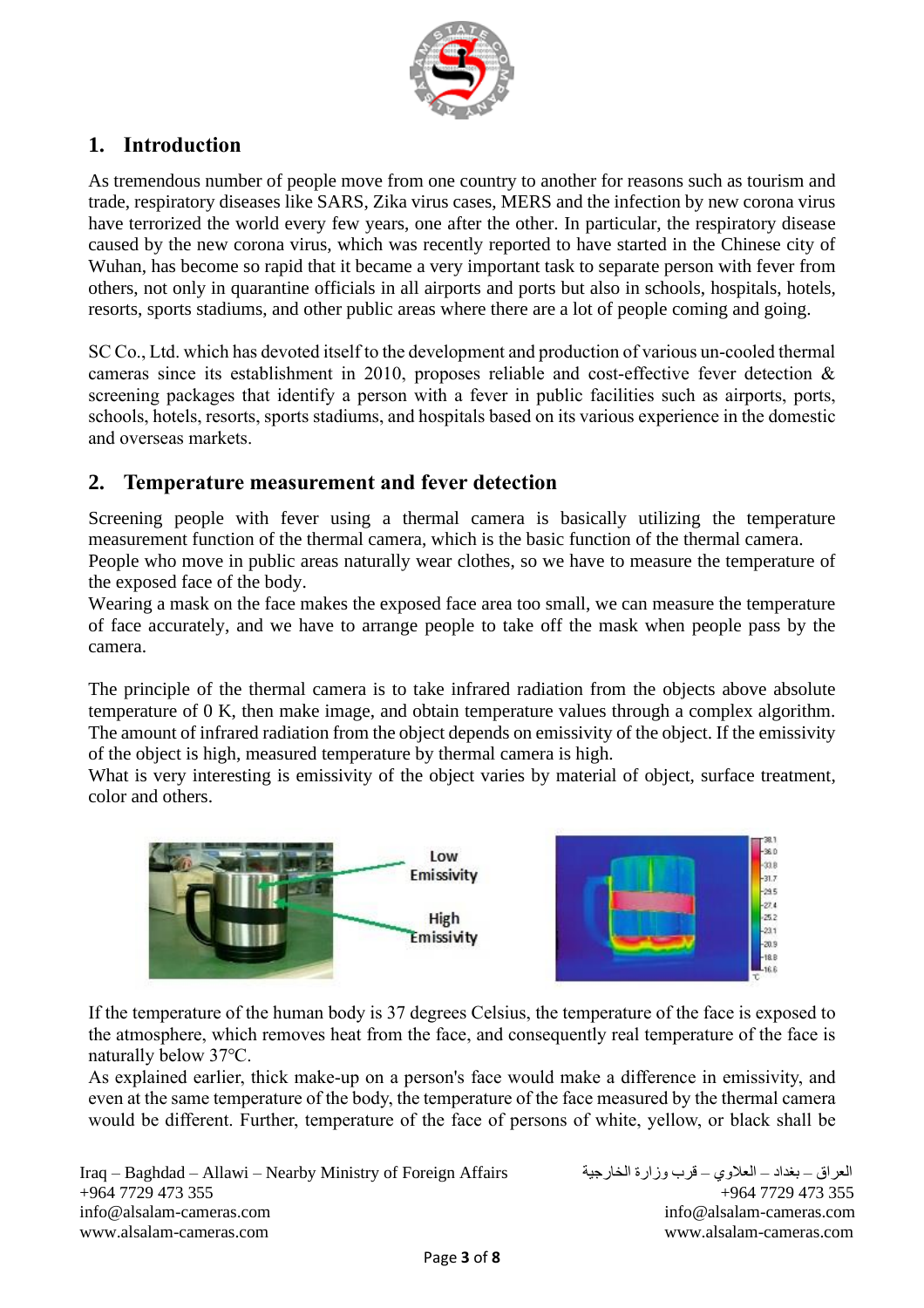## 1. Introduction

As tremendous number of people move from one country to another for reasons such as tourism and trade, respiratory diseases like SARS, Zika virus cases, MERS and the infection by new corona virus have terrorized the world every few years, one after the other. In particular, the respiratory disease caused by the new corona virus, which was recently reported to have started in the Chinese city of Wuhan, has become so rapid that it became a very important task to separate person with fever from others, not only in quarantine officials in all airports and ports but also in schools, hospitals, hotels, resorts, sports stadiums, and other public areas where there are a lot of people coming and going.

SC Co., Ltd. which has devoted itself to the development and production of various un-cooled thermal cameras since its establishment in 2010, proposes reliable and cost-effective fever detection & screening packages that identify a person with a fever in public facilities such as airports, ports, schools, hotels, resorts, sports stadiums, and hospitals based on its various experience in the domestic and overseas markets.

## 2. Temperature measurement and fever detection

Screening people with fever using a thermal camera is basically utilizing the temperature measurement function of the thermal camera, which is the basic function of the thermal camera.
People who move in public areas naturally wear clothes, so we have to measure the temperature of the exposed face of the body.
Wearing a mask on the face makes the exposed face area too small, we can measure the temperature of face accurately, and we have to arrange people to take off the mask when people pass by the camera.

The principle of the thermal camera is to take infrared radiation from the objects above absolute temperature of 0 K, then make image, and obtain temperature values through a complex algorithm. The amount of infrared radiation from the object depends on emissivity of the object. If the emissivity of the object is high, measured temperature by thermal camera is high.
What is very interesting is emissivity of the object varies by material of object, surface treatment, color and others.

Low Emissivity

High Emissivity

If the temperature of the human body is 37 degrees Celsius, the temperature of the face is exposed to the atmosphere, which removes heat from the face, and consequently real temperature of the face is naturally below 37℃.
As explained earlier, thick make-up on a person's face would make a difference in emissivity, and even at the same temperature of the body, the temperature of the face measured by the thermal camera would be different. Further, temperature of the face of persons of white, yellow, or black shall be

Iraq – Baghdad – Allawi – Nearby Ministry of Foreign Affairs
+964 7729 473 355
info@alsalam-cameras.com
www.alsalam-cameras.com

العراق – بغداد – العلاوي – قرب وزارة الخارجية
+964 7729 473 355
info@alsalam-cameras.com
www.alsalam-cameras.com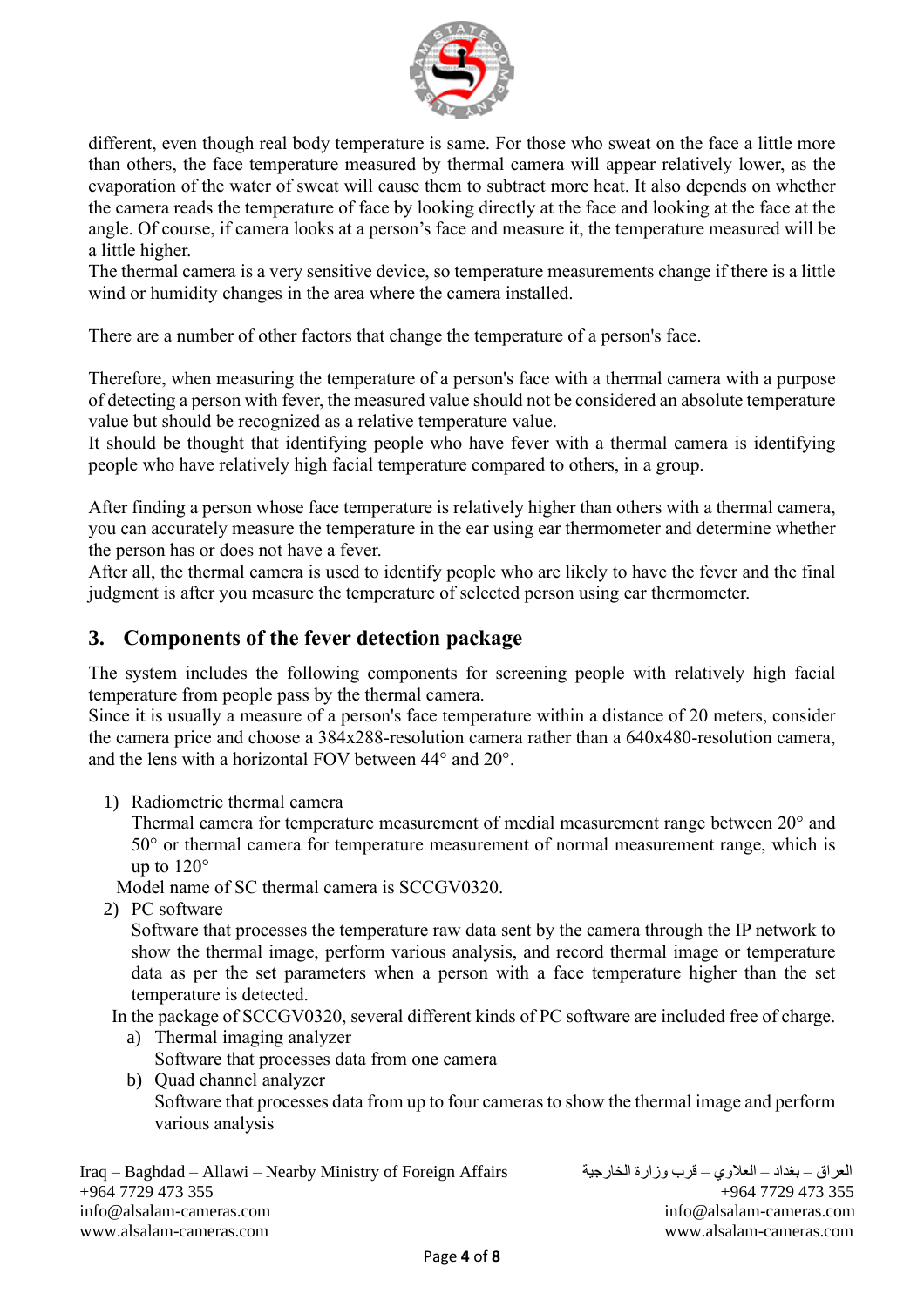different, even though real body temperature is same. For those who sweat on the face a little more than others, the face temperature measured by thermal camera will appear relatively lower, as the evaporation of the water of sweat will cause them to subtract more heat. It also depends on whether the camera reads the temperature of face by looking directly at the face and looking at the face at the angle. Of course, if camera looks at a person's face and measure it, the temperature measured will be a little higher.
The thermal camera is a very sensitive device, so temperature measurements change if there is a little wind or humidity changes in the area where the camera installed.

There are a number of other factors that change the temperature of a person's face.

Therefore, when measuring the temperature of a person's face with a thermal camera with a purpose of detecting a person with fever, the measured value should not be considered an absolute temperature value but should be recognized as a relative temperature value.
It should be thought that identifying people who have fever with a thermal camera is identifying people who have relatively high facial temperature compared to others, in a group.

After finding a person whose face temperature is relatively higher than others with a thermal camera, you can accurately measure the temperature in the ear using ear thermometer and determine whether the person has or does not have a fever.
After all, the thermal camera is used to identify people who are likely to have the fever and the final judgment is after you measure the temperature of selected person using ear thermometer.

## 3. Components of the fever detection package

The system includes the following components for screening people with relatively high facial temperature from people pass by the thermal camera.
Since it is usually a measure of a person's face temperature within a distance of 20 meters, consider the camera price and choose a 384x288-resolution camera rather than a 640x480-resolution camera, and the lens with a horizontal FOV between 44° and 20°.

1) Radiometric thermal camera
   Thermal camera for temperature measurement of medial measurement range between 20° and 50° or thermal camera for temperature measurement of normal measurement range, which is up to 120°
   Model name of SC thermal camera is SCCGV0320.
2) PC software
   Software that processes the temperature raw data sent by the camera through the IP network to show the thermal image, perform various analysis, and record thermal image or temperature data as per the set parameters when a person with a face temperature higher than the set temperature is detected.
   In the package of SCCGV0320, several different kinds of PC software are included free of charge.
   a) Thermal imaging analyzer
      Software that processes data from one camera
   b) Quad channel analyzer
      Software that processes data from up to four cameras to show the thermal image and perform various analysis

Iraq – Baghdad – Allawi – Nearby Ministry of Foreign Affairs
+964 7729 473 355
info@alsalam-cameras.com
www.alsalam-cameras.com

العراق – بغداد – العلاوي – قرب وزارة الخارجية
+964 7729 473 355
info@alsalam-cameras.com
www.alsalam-cameras.com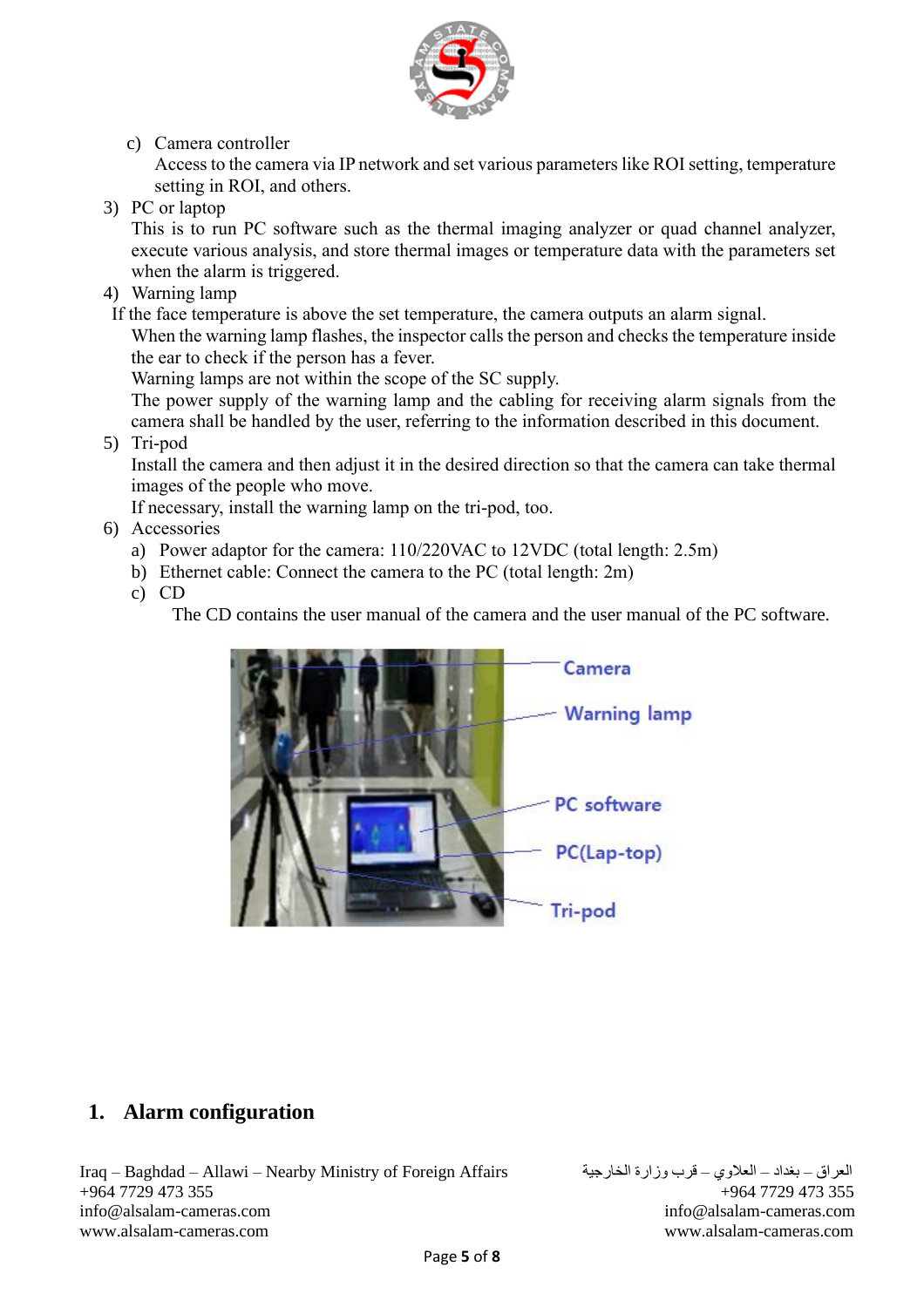c) Camera controller
   Access to the camera via IP network and set various parameters like ROI setting, temperature setting in ROI, and others.

3) PC or laptop
   This is to run PC software such as the thermal imaging analyzer or quad channel analyzer, execute various analysis, and store thermal images or temperature data with the parameters set when the alarm is triggered.

4) Warning lamp
   If the face temperature is above the set temperature, the camera outputs an alarm signal.
   When the warning lamp flashes, the inspector calls the person and checks the temperature inside the ear to check if the person has a fever.
   Warning lamps are not within the scope of the SC supply.
   The power supply of the warning lamp and the cabling for receiving alarm signals from the camera shall be handled by the user, referring to the information described in this document.

5) Tri-pod
   Install the camera and then adjust it in the desired direction so that the camera can take thermal images of the people who move.
   If necessary, install the warning lamp on the tri-pod, too.

6) Accessories
   a) Power adaptor for the camera: 110/220VAC to 12VDC (total length: 2.5m)
   b) Ethernet cable: Connect the camera to the PC (total length: 2m)
   c) CD
      The CD contains the user manual of the camera and the user manual of the PC software.

Camera
Warning lamp
PC software
PC(Lap-top)
Tri-pod

## 1. Alarm configuration

Iraq – Baghdad – Allawi – Nearby Ministry of Foreign Affairs
+964 7729 473 355
info@alsalam-cameras.com
www.alsalam-cameras.com

العراق – بغداد – العلاوي – قرب وزارة الخارجية
+964 7729 473 355
info@alsalam-cameras.com
www.alsalam-cameras.com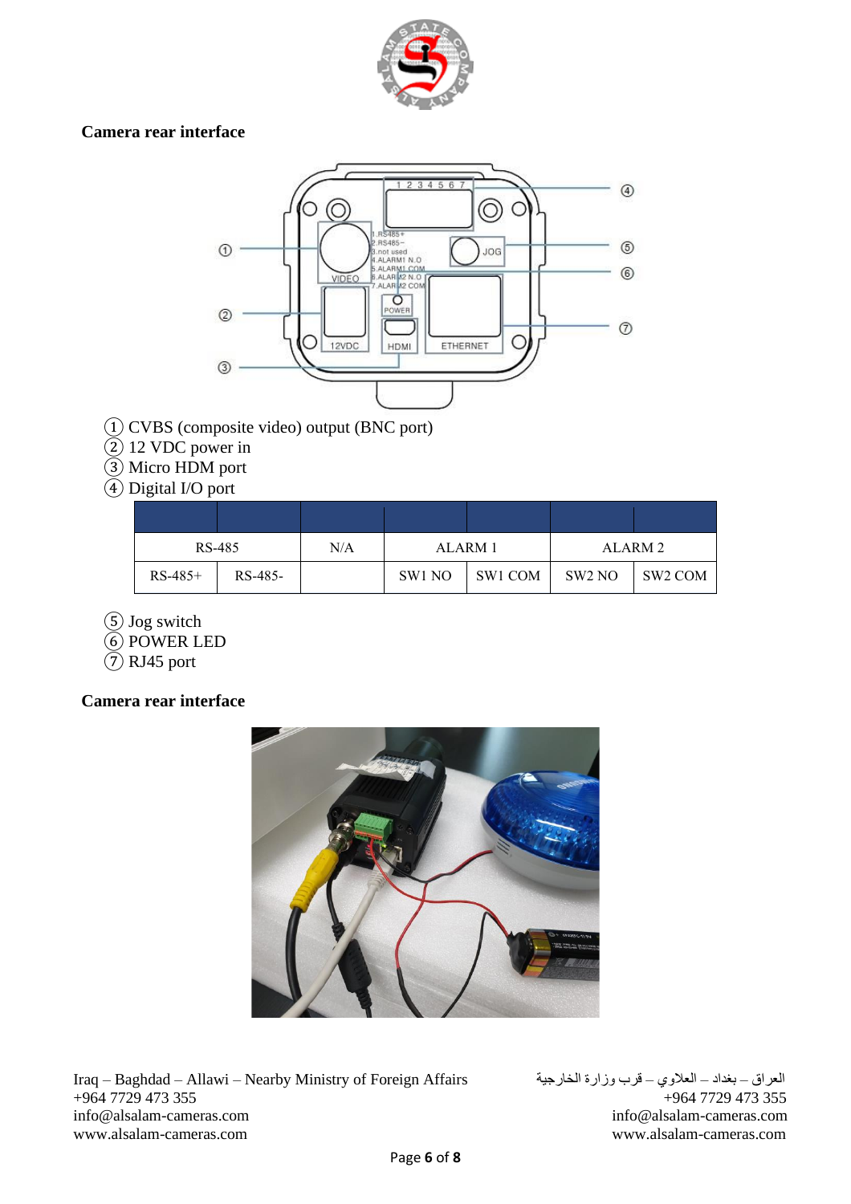**Camera rear interface**

① CVBS (composite video) output (BNC port)
② 12 VDC power in
③ Micro HDM port
④ Digital I/O port

| | | | | | | |
|---|---|---|---|---|---|---|
| RS-485 | | N/A | ALARM 1 | | ALARM 2 | |
| RS-485+ | RS-485- | | SW1 NO | SW1 COM | SW2 NO | SW2 COM |

⑤ Jog switch
⑥ POWER LED
⑦ RJ45 port

**Camera rear interface**

Iraq – Baghdad – Allawi – Nearby Ministry of Foreign Affairs
+964 7729 473 355
info@alsalam-cameras.com
www.alsalam-cameras.com

العراق – بغداد – العلاوي – قرب وزارة الخارجية
+964 7729 473 355
info@alsalam-cameras.com
www.alsalam-cameras.com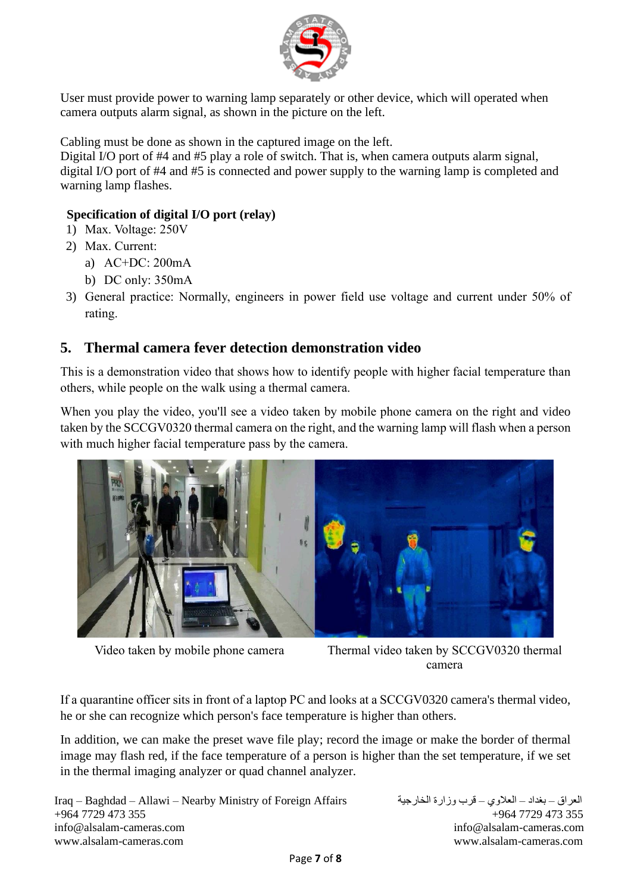User must provide power to warning lamp separately or other device, which will operated when camera outputs alarm signal, as shown in the picture on the left.

Cabling must be done as shown in the captured image on the left.
Digital I/O port of #4 and #5 play a role of switch. That is, when camera outputs alarm signal, digital I/O port of #4 and #5 is connected and power supply to the warning lamp is completed and warning lamp flashes.

**Specification of digital I/O port (relay)**

1) Max. Voltage: 250V
2) Max. Current:
   a) AC+DC: 200mA
   b) DC only: 350mA
3) General practice: Normally, engineers in power field use voltage and current under 50% of rating.

## 5. Thermal camera fever detection demonstration video

This is a demonstration video that shows how to identify people with higher facial temperature than others, while people on the walk using a thermal camera.

When you play the video, you'll see a video taken by mobile phone camera on the right and video taken by the SCCGV0320 thermal camera on the right, and the warning lamp will flash when a person with much higher facial temperature pass by the camera.

Video taken by mobile phone camera

Thermal video taken by SCCGV0320 thermal camera

If a quarantine officer sits in front of a laptop PC and looks at a SCCGV0320 camera's thermal video, he or she can recognize which person's face temperature is higher than others.

In addition, we can make the preset wave file play; record the image or make the border of thermal image may flash red, if the face temperature of a person is higher than the set temperature, if we set in the thermal imaging analyzer or quad channel analyzer.

Iraq – Baghdad – Allawi – Nearby Ministry of Foreign Affairs
+964 7729 473 355
info@alsalam-cameras.com
www.alsalam-cameras.com

العراق – بغداد – العلاوي – قرب وزارة الخارجية
+964 7729 473 355
info@alsalam-cameras.com
www.alsalam-cameras.com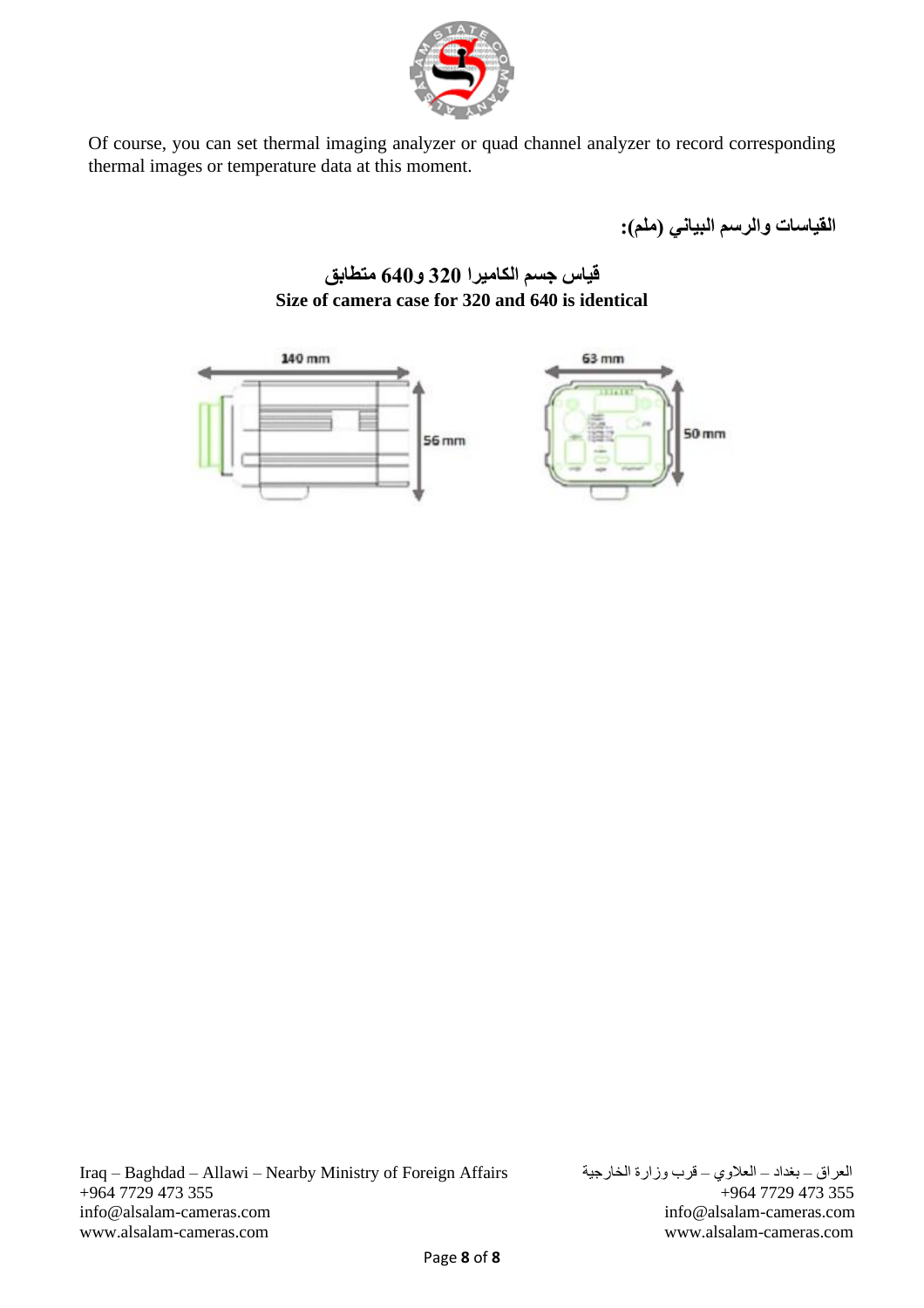Of course, you can set thermal imaging analyzer or quad channel analyzer to record corresponding thermal images or temperature data at this moment.

**القياسات والرسم البياني (ملم):**

**قياس جسم الكاميرا 320 و640 متطابق**
**Size of camera case for 320 and 640 is identical**

140 mm

56 mm

63 mm

50 mm

Iraq – Baghdad – Allawi – Nearby Ministry of Foreign Affairs
+964 7729 473 355
info@alsalam-cameras.com
www.alsalam-cameras.com

العراق – بغداد – العلاوي – قرب وزارة الخارجية
+964 7729 473 355
info@alsalam-cameras.com
www.alsalam-cameras.com